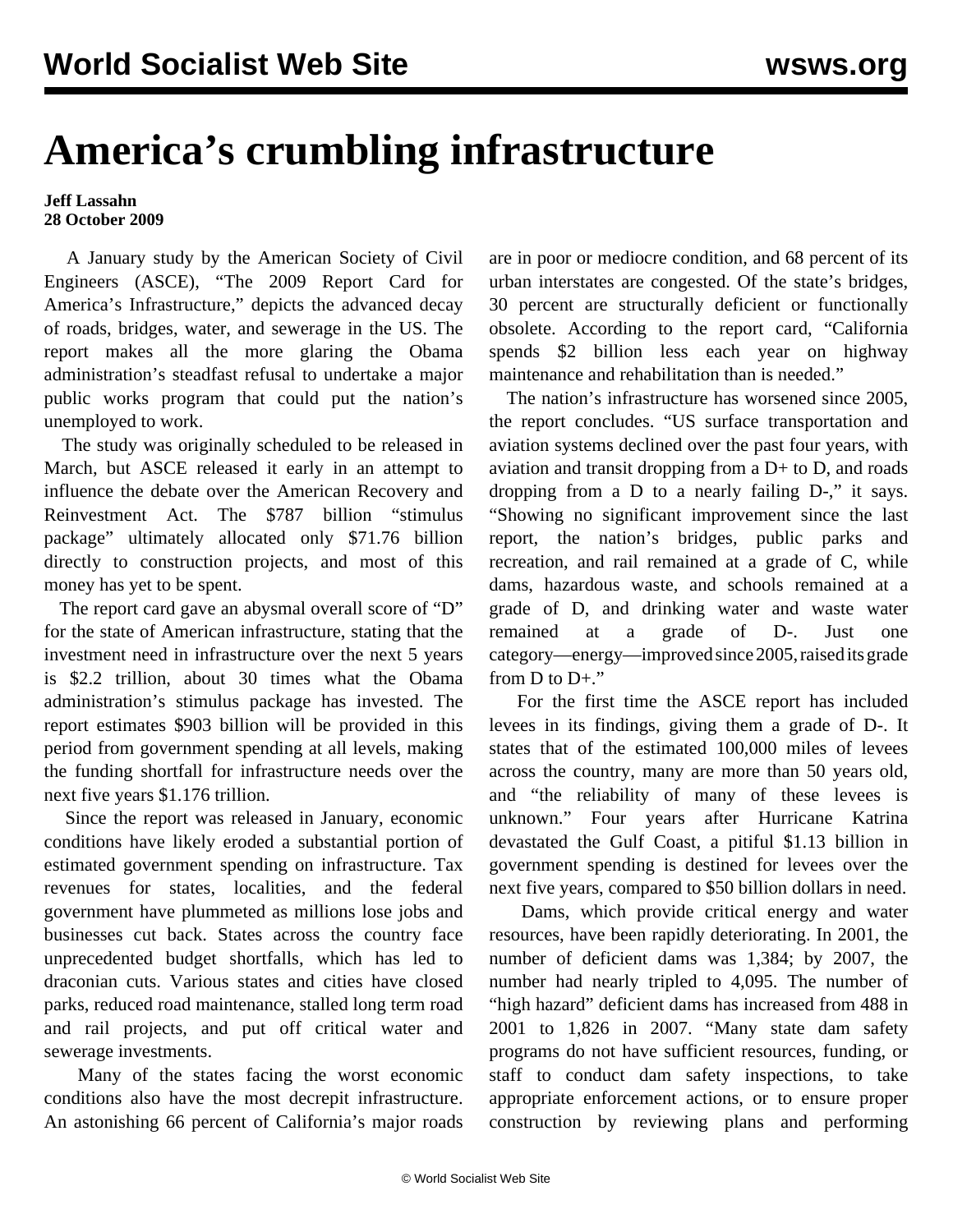# America's crumbling infrastructure

**Jeff Lassahn**
**28 October 2009**

A January study by the American Society of Civil Engineers (ASCE), "The 2009 Report Card for America's Infrastructure," depicts the advanced decay of roads, bridges, water, and sewerage in the US. The report makes all the more glaring the Obama administration's steadfast refusal to undertake a major public works program that could put the nation's unemployed to work.

The study was originally scheduled to be released in March, but ASCE released it early in an attempt to influence the debate over the American Recovery and Reinvestment Act. The $787 billion "stimulus package" ultimately allocated only $71.76 billion directly to construction projects, and most of this money has yet to be spent.

The report card gave an abysmal overall score of "D" for the state of American infrastructure, stating that the investment need in infrastructure over the next 5 years is $2.2 trillion, about 30 times what the Obama administration's stimulus package has invested. The report estimates $903 billion will be provided in this period from government spending at all levels, making the funding shortfall for infrastructure needs over the next five years $1.176 trillion.

Since the report was released in January, economic conditions have likely eroded a substantial portion of estimated government spending on infrastructure. Tax revenues for states, localities, and the federal government have plummeted as millions lose jobs and businesses cut back. States across the country face unprecedented budget shortfalls, which has led to draconian cuts. Various states and cities have closed parks, reduced road maintenance, stalled long term road and rail projects, and put off critical water and sewerage investments.

Many of the states facing the worst economic conditions also have the most decrepit infrastructure. An astonishing 66 percent of California's major roads are in poor or mediocre condition, and 68 percent of its urban interstates are congested. Of the state's bridges, 30 percent are structurally deficient or functionally obsolete. According to the report card, "California spends $2 billion less each year on highway maintenance and rehabilitation than is needed."

The nation's infrastructure has worsened since 2005, the report concludes. "US surface transportation and aviation systems declined over the past four years, with aviation and transit dropping from a D+ to D, and roads dropping from a D to a nearly failing D-," it says. "Showing no significant improvement since the last report, the nation's bridges, public parks and recreation, and rail remained at a grade of C, while dams, hazardous waste, and schools remained at a grade of D, and drinking water and waste water remained at a grade of D-. Just one category—energy—improved since 2005, raised its grade from D to D+."

For the first time the ASCE report has included levees in its findings, giving them a grade of D-. It states that of the estimated 100,000 miles of levees across the country, many are more than 50 years old, and "the reliability of many of these levees is unknown." Four years after Hurricane Katrina devastated the Gulf Coast, a pitiful $1.13 billion in government spending is destined for levees over the next five years, compared to $50 billion dollars in need.

Dams, which provide critical energy and water resources, have been rapidly deteriorating. In 2001, the number of deficient dams was 1,384; by 2007, the number had nearly tripled to 4,095. The number of "high hazard" deficient dams has increased from 488 in 2001 to 1,826 in 2007. "Many state dam safety programs do not have sufficient resources, funding, or staff to conduct dam safety inspections, to take appropriate enforcement actions, or to ensure proper construction by reviewing plans and performing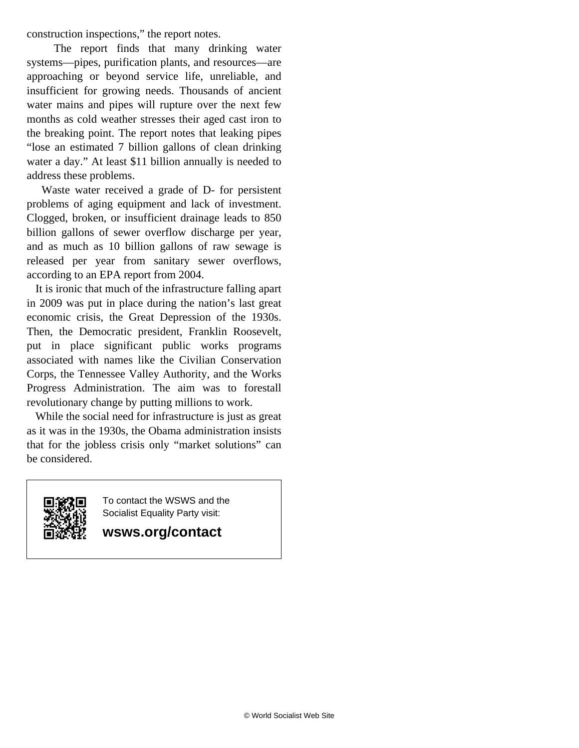construction inspections," the report notes.

The report finds that many drinking water systems—pipes, purification plants, and resources—are approaching or beyond service life, unreliable, and insufficient for growing needs. Thousands of ancient water mains and pipes will rupture over the next few months as cold weather stresses their aged cast iron to the breaking point. The report notes that leaking pipes "lose an estimated 7 billion gallons of clean drinking water a day." At least $11 billion annually is needed to address these problems.

Waste water received a grade of D- for persistent problems of aging equipment and lack of investment. Clogged, broken, or insufficient drainage leads to 850 billion gallons of sewer overflow discharge per year, and as much as 10 billion gallons of raw sewage is released per year from sanitary sewer overflows, according to an EPA report from 2004.

It is ironic that much of the infrastructure falling apart in 2009 was put in place during the nation's last great economic crisis, the Great Depression of the 1930s. Then, the Democratic president, Franklin Roosevelt, put in place significant public works programs associated with names like the Civilian Conservation Corps, the Tennessee Valley Authority, and the Works Progress Administration. The aim was to forestall revolutionary change by putting millions to work.

While the social need for infrastructure is just as great as it was in the 1930s, the Obama administration insists that for the jobless crisis only "market solutions" can be considered.

To contact the WSWS and the Socialist Equality Party visit:

**wsws.org/contact**